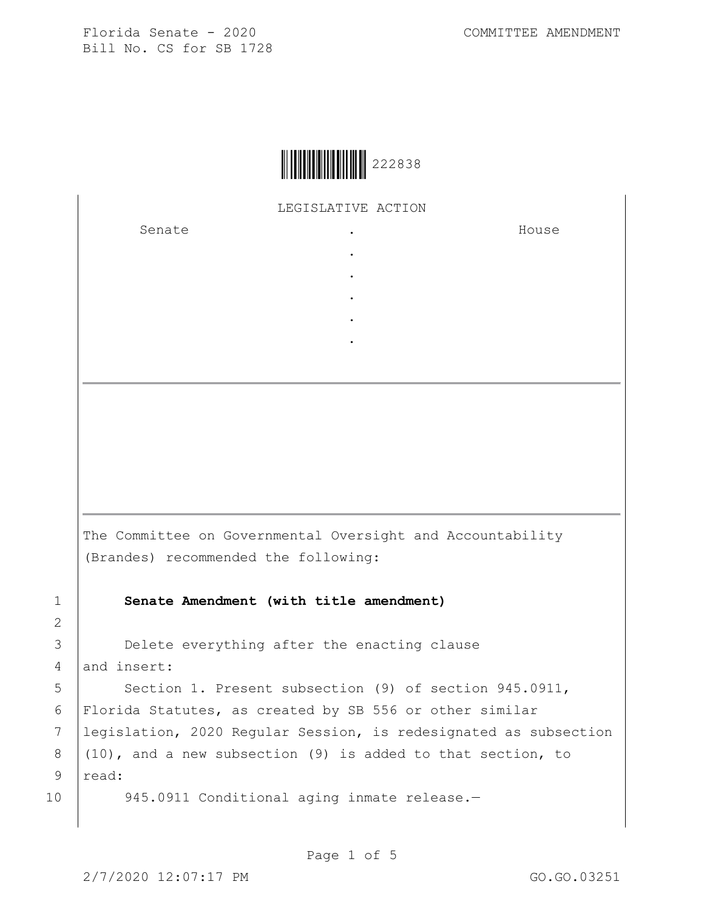Florida Senate - 2020
Bill No. CS for SB 1728

COMMITTEE AMENDMENT

222838

LEGISLATIVE ACTION

| Senate | . | House |
|---|---|---|
| | . | |
| | . | |
| | . | |
| | . | |
| | . | |

The Committee on Governmental Oversight and Accountability (Brandes) recommended the following:

**Senate Amendment (with title amendment)**

Delete everything after the enacting clause and insert:

Section 1. Present subsection (9) of section 945.0911, Florida Statutes, as created by SB 556 or other similar legislation, 2020 Regular Session, is redesignated as subsection (10), and a new subsection (9) is added to that section, to read:

945.0911 Conditional aging inmate release.—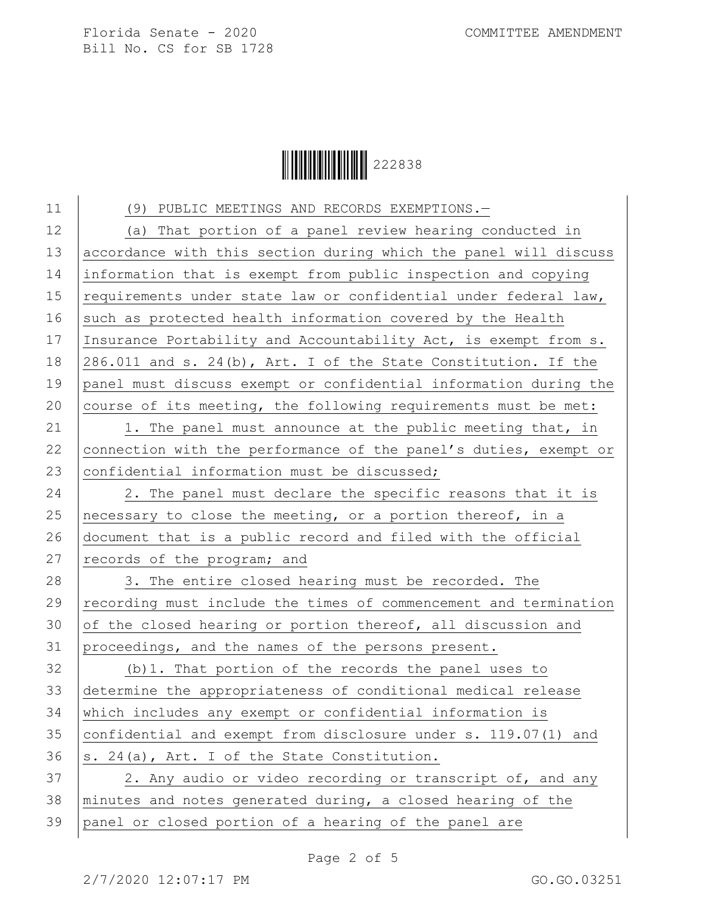(9) PUBLIC MEETINGS AND RECORDS EXEMPTIONS.—

(a) That portion of a panel review hearing conducted in accordance with this section during which the panel will discuss information that is exempt from public inspection and copying requirements under state law or confidential under federal law, such as protected health information covered by the Health Insurance Portability and Accountability Act, is exempt from s. 286.011 and s. 24(b), Art. I of the State Constitution. If the panel must discuss exempt or confidential information during the course of its meeting, the following requirements must be met:

1. The panel must announce at the public meeting that, in connection with the performance of the panel's duties, exempt or confidential information must be discussed;

2. The panel must declare the specific reasons that it is necessary to close the meeting, or a portion thereof, in a document that is a public record and filed with the official records of the program; and

3. The entire closed hearing must be recorded. The recording must include the times of commencement and termination of the closed hearing or portion thereof, all discussion and proceedings, and the names of the persons present.

(b)1. That portion of the records the panel uses to determine the appropriateness of conditional medical release which includes any exempt or confidential information is confidential and exempt from disclosure under s. 119.07(1) and s. 24(a), Art. I of the State Constitution.

2. Any audio or video recording or transcript of, and any minutes and notes generated during, a closed hearing of the panel or closed portion of a hearing of the panel are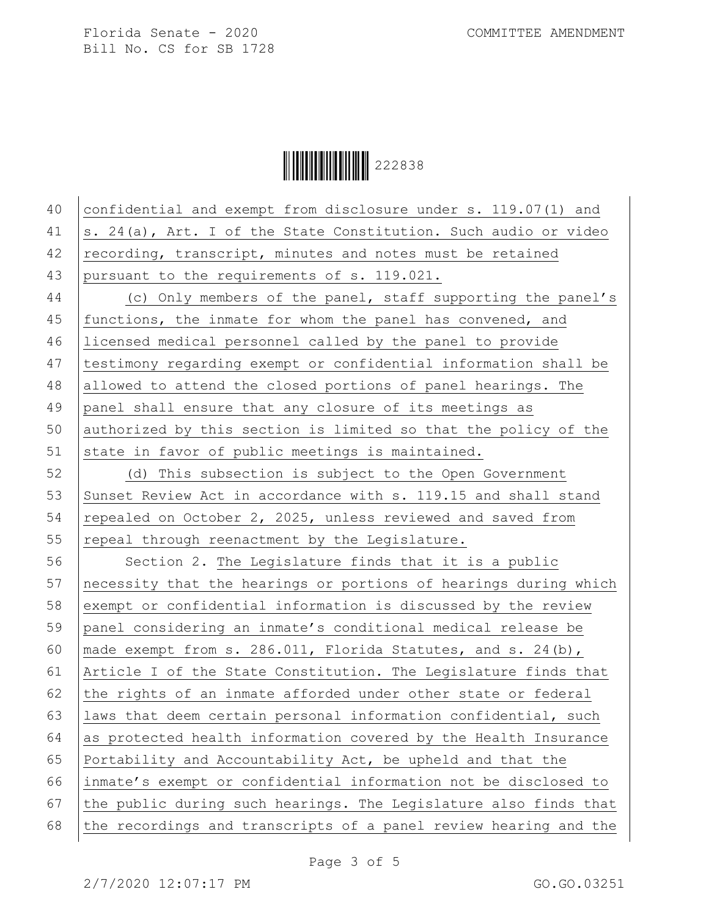confidential and exempt from disclosure under s. 119.07(1) and s. 24(a), Art. I of the State Constitution. Such audio or video recording, transcript, minutes and notes must be retained pursuant to the requirements of s. 119.021.

(c) Only members of the panel, staff supporting the panel's functions, the inmate for whom the panel has convened, and licensed medical personnel called by the panel to provide testimony regarding exempt or confidential information shall be allowed to attend the closed portions of panel hearings. The panel shall ensure that any closure of its meetings as authorized by this section is limited so that the policy of the state in favor of public meetings is maintained.

(d) This subsection is subject to the Open Government Sunset Review Act in accordance with s. 119.15 and shall stand repealed on October 2, 2025, unless reviewed and saved from repeal through reenactment by the Legislature.

Section 2. The Legislature finds that it is a public necessity that the hearings or portions of hearings during which exempt or confidential information is discussed by the review panel considering an inmate's conditional medical release be made exempt from s. 286.011, Florida Statutes, and s. 24(b), Article I of the State Constitution. The Legislature finds that the rights of an inmate afforded under other state or federal laws that deem certain personal information confidential, such as protected health information covered by the Health Insurance Portability and Accountability Act, be upheld and that the inmate's exempt or confidential information not be disclosed to the public during such hearings. The Legislature also finds that the recordings and transcripts of a panel review hearing and the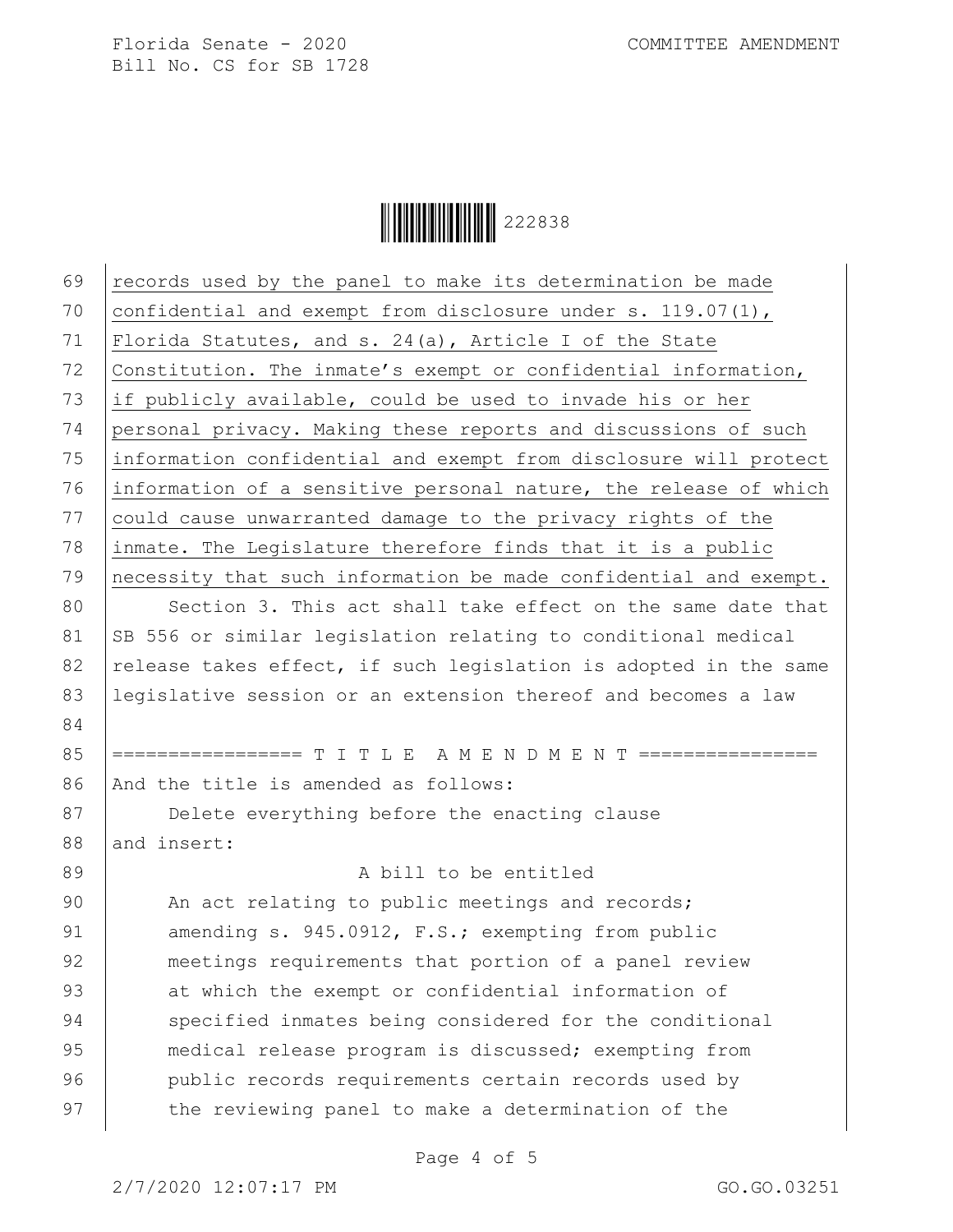records used by the panel to make its determination be made confidential and exempt from disclosure under s. 119.07(1), Florida Statutes, and s. 24(a), Article I of the State Constitution. The inmate's exempt or confidential information, if publicly available, could be used to invade his or her personal privacy. Making these reports and discussions of such information confidential and exempt from disclosure will protect information of a sensitive personal nature, the release of which could cause unwarranted damage to the privacy rights of the inmate. The Legislature therefore finds that it is a public necessity that such information be made confidential and exempt.

Section 3. This act shall take effect on the same date that SB 556 or similar legislation relating to conditional medical release takes effect, if such legislation is adopted in the same legislative session or an extension thereof and becomes a law

================= T I T L E A M E N D M E N T ================

And the title is amended as follows:

Delete everything before the enacting clause and insert:

A bill to be entitled

An act relating to public meetings and records; amending s. 945.0912, F.S.; exempting from public meetings requirements that portion of a panel review at which the exempt or confidential information of specified inmates being considered for the conditional medical release program is discussed; exempting from public records requirements certain records used by the reviewing panel to make a determination of the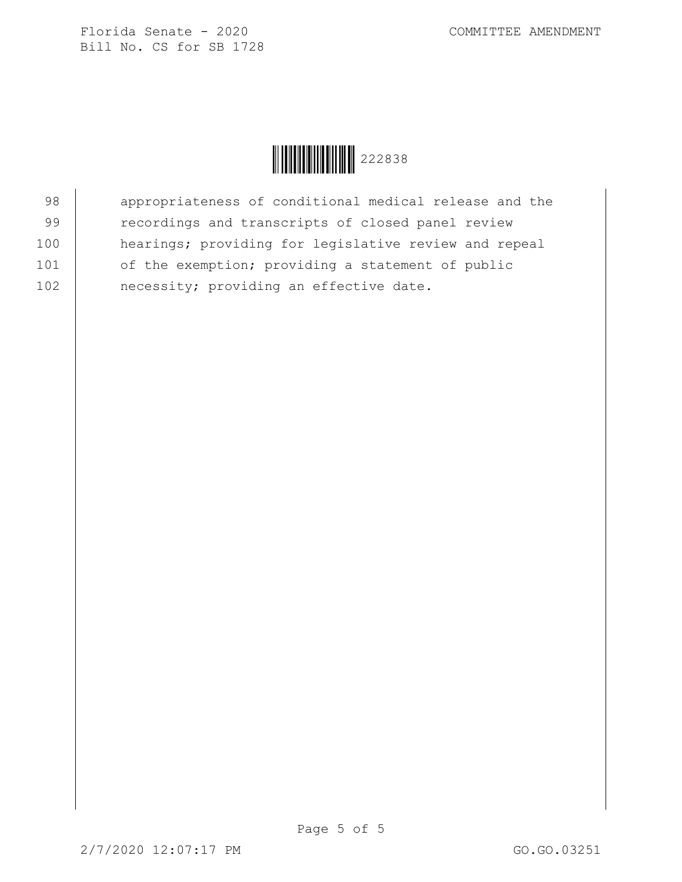appropriateness of conditional medical release and the recordings and transcripts of closed panel review hearings; providing for legislative review and repeal of the exemption; providing a statement of public necessity; providing an effective date.